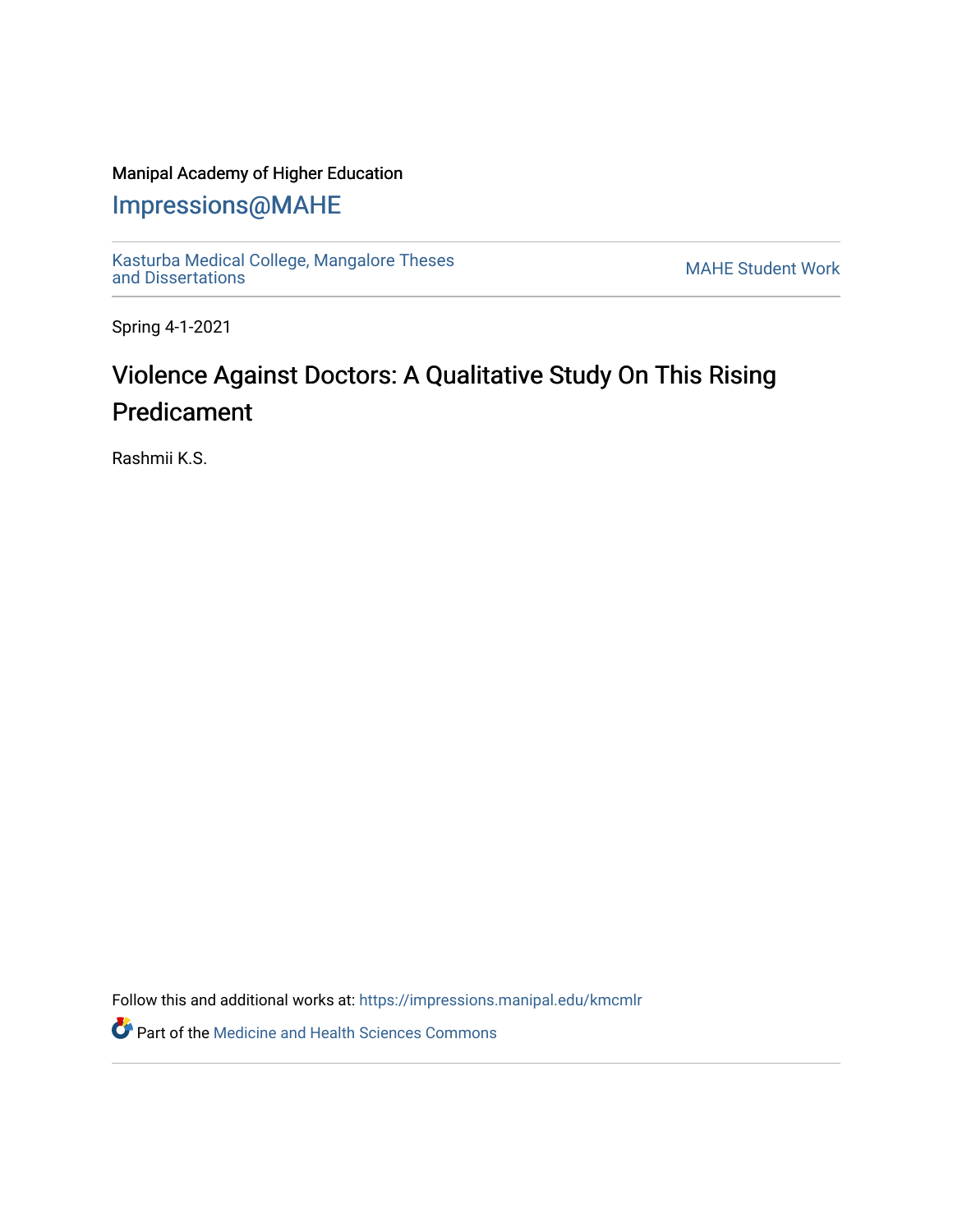Manipal Academy of Higher Education

## Impressions@MAHE

Kasturba Medical College, Mangalore Theses and Dissertations

MAHE Student Work

Spring 4-1-2021

# Violence Against Doctors: A Qualitative Study On This Rising Predicament

Rashmii K.S.

Follow this and additional works at: https://impressions.manipal.edu/kmcmlr

Part of the Medicine and Health Sciences Commons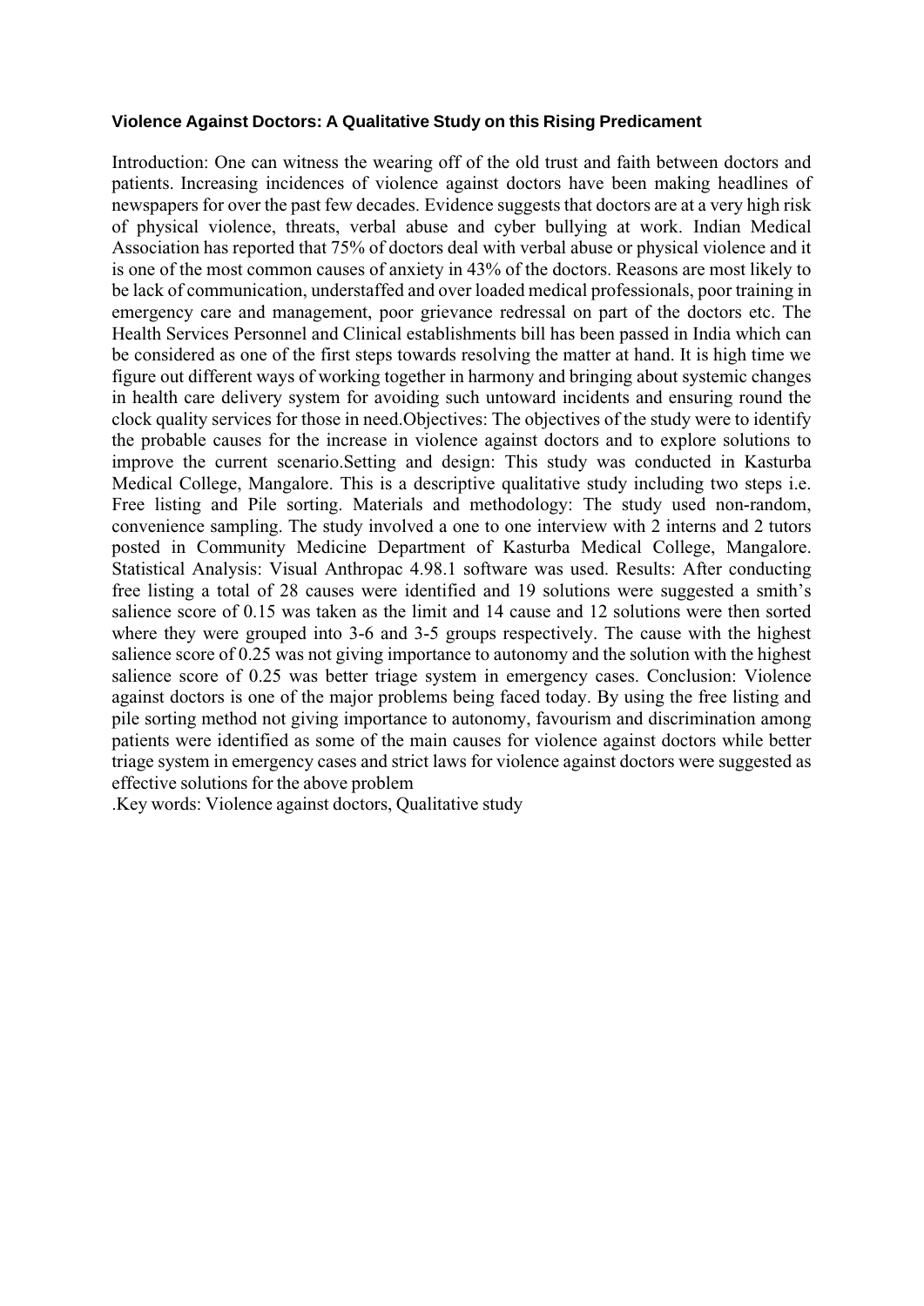**Violence Against Doctors: A Qualitative Study on this Rising Predicament**

Introduction: One can witness the wearing off of the old trust and faith between doctors and patients. Increasing incidences of violence against doctors have been making headlines of newspapers for over the past few decades. Evidence suggests that doctors are at a very high risk of physical violence, threats, verbal abuse and cyber bullying at work. Indian Medical Association has reported that 75% of doctors deal with verbal abuse or physical violence and it is one of the most common causes of anxiety in 43% of the doctors. Reasons are most likely to be lack of communication, understaffed and over loaded medical professionals, poor training in emergency care and management, poor grievance redressal on part of the doctors etc. The Health Services Personnel and Clinical establishments bill has been passed in India which can be considered as one of the first steps towards resolving the matter at hand. It is high time we figure out different ways of working together in harmony and bringing about systemic changes in health care delivery system for avoiding such untoward incidents and ensuring round the clock quality services for those in need.Objectives: The objectives of the study were to identify the probable causes for the increase in violence against doctors and to explore solutions to improve the current scenario.Setting and design: This study was conducted in Kasturba Medical College, Mangalore. This is a descriptive qualitative study including two steps i.e. Free listing and Pile sorting. Materials and methodology: The study used non-random, convenience sampling. The study involved a one to one interview with 2 interns and 2 tutors posted in Community Medicine Department of Kasturba Medical College, Mangalore. Statistical Analysis: Visual Anthropac 4.98.1 software was used. Results: After conducting free listing a total of 28 causes were identified and 19 solutions were suggested a smith's salience score of 0.15 was taken as the limit and 14 cause and 12 solutions were then sorted where they were grouped into 3-6 and 3-5 groups respectively. The cause with the highest salience score of 0.25 was not giving importance to autonomy and the solution with the highest salience score of 0.25 was better triage system in emergency cases. Conclusion: Violence against doctors is one of the major problems being faced today. By using the free listing and pile sorting method not giving importance to autonomy, favourism and discrimination among patients were identified as some of the main causes for violence against doctors while better triage system in emergency cases and strict laws for violence against doctors were suggested as effective solutions for the above problem

.Key words: Violence against doctors, Qualitative study